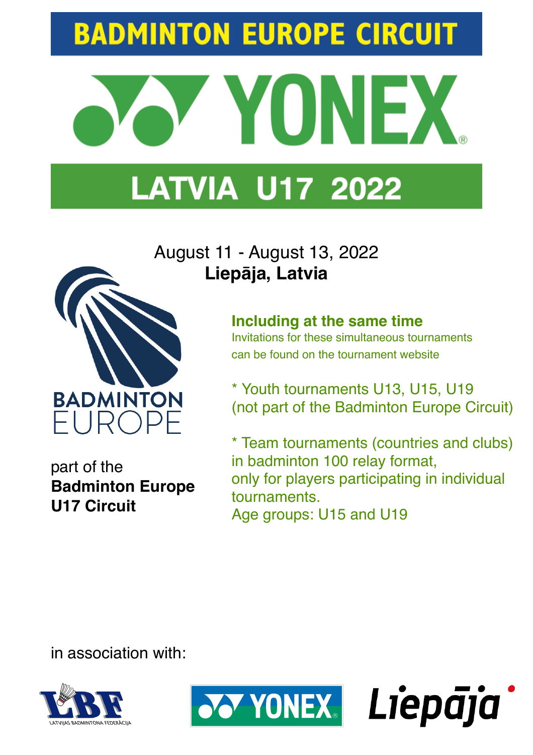# BADMINTON EUROPE CIRCUIT

# YONEX

## LATVIA U17 2022

August 11 - August 13, 2022
**Liepāja, Latvia**

BADMINTON EUROPE

part of the
**Badminton Europe U17 Circuit**

**Including at the same time**
Invitations for these simultaneous tournaments can be found on the tournament website

* Youth tournaments U13, U15, U19 (not part of the Badminton Europe Circuit)

* Team tournaments (countries and clubs) in badminton 100 relay format, only for players participating in individual tournaments.
Age groups: U15 and U19

in association with:

LBF LATVIJAS BADMINTONA FEDERĀCIJA

YONEX

Liepāja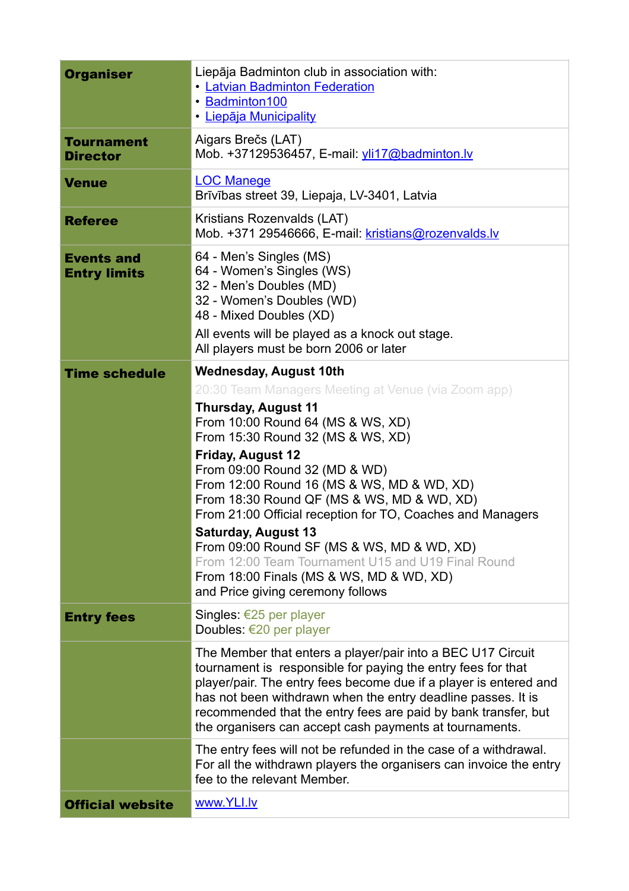| | |
|---|---|
| **Organiser** | Liepāja Badminton club in association with:<br>• Latvian Badminton Federation<br>• Badminton100<br>• Liepāja Municipality |
| **Tournament Director** | Aigars Brečs (LAT)<br>Mob. +37129536457, E-mail: yli17@badminton.lv |
| **Venue** | LOC Manege<br>Brīvības street 39, Liepaja, LV-3401, Latvia |
| **Referee** | Kristians Rozenvalds (LAT)<br>Mob. +371 29546666, E-mail: kristians@rozenvalds.lv |
| **Events and Entry limits** | 64 - Men's Singles (MS)<br>64 - Women's Singles (WS)<br>32 - Men's Doubles (MD)<br>32 - Women's Doubles (WD)<br>48 - Mixed Doubles (XD)<br>All events will be played as a knock out stage.<br>All players must be born 2006 or later |
| **Time schedule** | **Wednesday, August 10th**<br>20:30 Team Managers Meeting at Venue (via Zoom app)<br>**Thursday, August 11**<br>From 10:00 Round 64 (MS & WS, XD)<br>From 15:30 Round 32 (MS & WS, XD)<br>**Friday, August 12**<br>From 09:00 Round 32 (MD & WD)<br>From 12:00 Round 16 (MS & WS, MD & WD, XD)<br>From 18:30 Round QF (MS & WS, MD & WD, XD)<br>From 21:00 Official reception for TO, Coaches and Managers<br>**Saturday, August 13**<br>From 09:00 Round SF (MS & WS, MD & WD, XD)<br>From 12:00 Team Tournament U15 and U19 Final Round<br>From 18:00 Finals (MS & WS, MD & WD, XD)<br>and Price giving ceremony follows |
| **Entry fees** | Singles: €25 per player<br>Doubles: €20 per player |
| | The Member that enters a player/pair into a BEC U17 Circuit tournament is responsible for paying the entry fees for that player/pair. The entry fees become due if a player is entered and has not been withdrawn when the entry deadline passes. It is recommended that the entry fees are paid by bank transfer, but the organisers can accept cash payments at tournaments. |
| | The entry fees will not be refunded in the case of a withdrawal. For all the withdrawn players the organisers can invoice the entry fee to the relevant Member. |
| **Official website** | www.YLI.lv |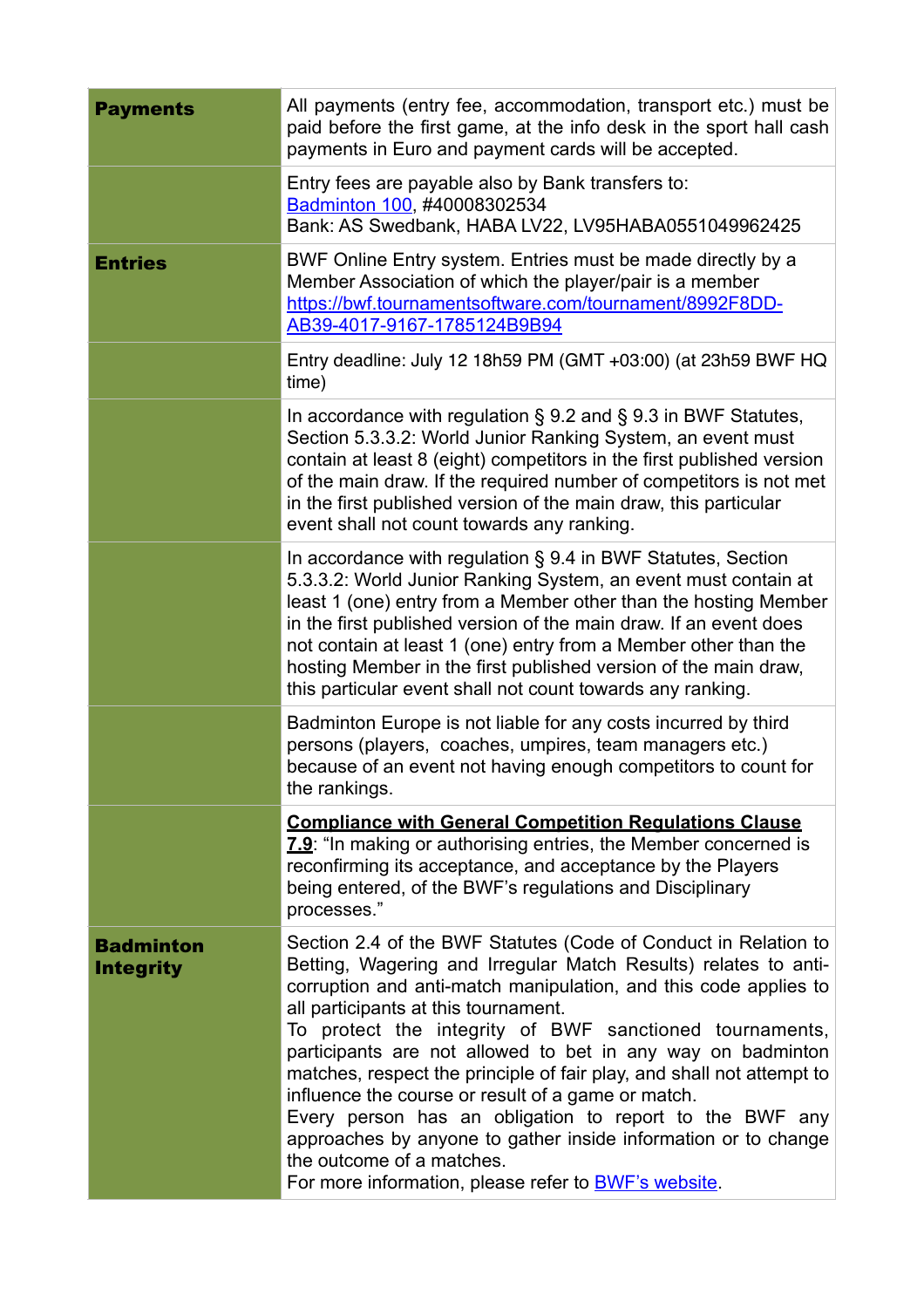| | |
|---|---|
| **Payments** | All payments (entry fee, accommodation, transport etc.) must be paid before the first game, at the info desk in the sport hall cash payments in Euro and payment cards will be accepted. |
| | Entry fees are payable also by Bank transfers to: Badminton 100, #40008302534 Bank: AS Swedbank, HABA LV22, LV95HABA0551049962425 |
| **Entries** | BWF Online Entry system. Entries must be made directly by a Member Association of which the player/pair is a member https://bwf.tournamentsoftware.com/tournament/8992F8DD-AB39-4017-9167-1785124B9B94 |
| | Entry deadline: July 12 18h59 PM (GMT +03:00) (at 23h59 BWF HQ time) |
| | In accordance with regulation § 9.2 and § 9.3 in BWF Statutes, Section 5.3.3.2: World Junior Ranking System, an event must contain at least 8 (eight) competitors in the first published version of the main draw. If the required number of competitors is not met in the first published version of the main draw, this particular event shall not count towards any ranking. |
| | In accordance with regulation § 9.4 in BWF Statutes, Section 5.3.3.2: World Junior Ranking System, an event must contain at least 1 (one) entry from a Member other than the hosting Member in the first published version of the main draw. If an event does not contain at least 1 (one) entry from a Member other than the hosting Member in the first published version of the main draw, this particular event shall not count towards any ranking. |
| | Badminton Europe is not liable for any costs incurred by third persons (players, coaches, umpires, team managers etc.) because of an event not having enough competitors to count for the rankings. |
| | **Compliance with General Competition Regulations Clause 7.9**: "In making or authorising entries, the Member concerned is reconfirming its acceptance, and acceptance by the Players being entered, of the BWF's regulations and Disciplinary processes." |
| **Badminton Integrity** | Section 2.4 of the BWF Statutes (Code of Conduct in Relation to Betting, Wagering and Irregular Match Results) relates to anti-corruption and anti-match manipulation, and this code applies to all participants at this tournament. To protect the integrity of BWF sanctioned tournaments, participants are not allowed to bet in any way on badminton matches, respect the principle of fair play, and shall not attempt to influence the course or result of a game or match. Every person has an obligation to report to the BWF any approaches by anyone to gather inside information or to change the outcome of a matches. For more information, please refer to BWF's website. |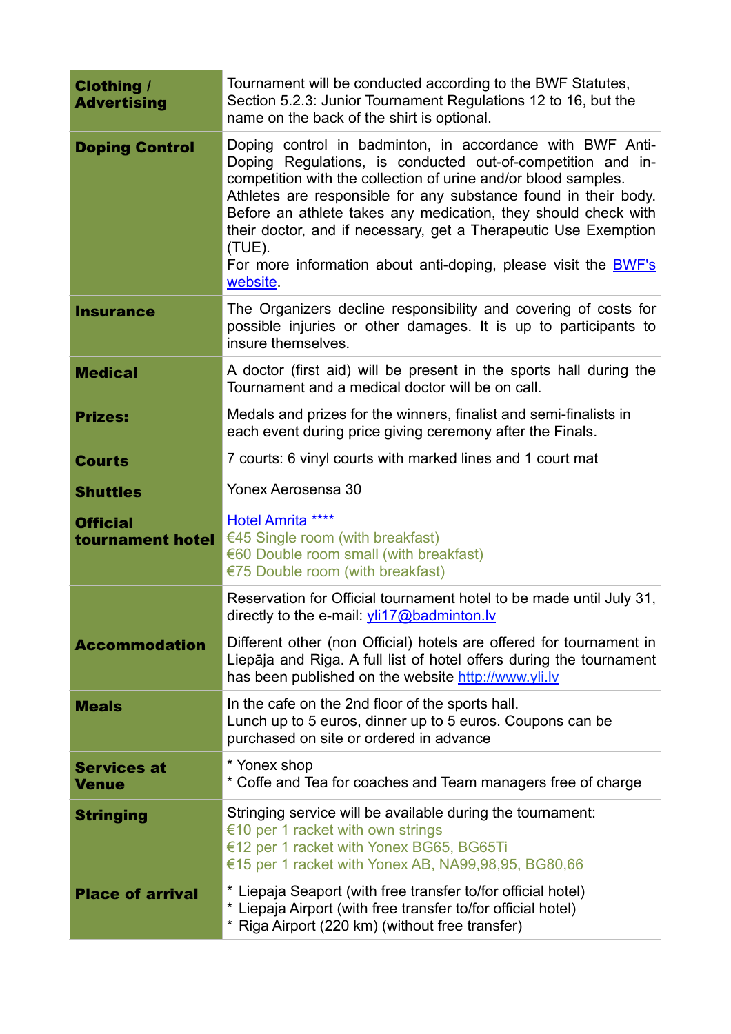| | |
|---|---|
| **Clothing / Advertising** | Tournament will be conducted according to the BWF Statutes, Section 5.2.3: Junior Tournament Regulations 12 to 16, but the name on the back of the shirt is optional. |
| **Doping Control** | Doping control in badminton, in accordance with BWF Anti-Doping Regulations, is conducted out-of-competition and in-competition with the collection of urine and/or blood samples. Athletes are responsible for any substance found in their body. Before an athlete takes any medication, they should check with their doctor, and if necessary, get a Therapeutic Use Exemption (TUE).<br>For more information about anti-doping, please visit the [BWF's website](). |
| **Insurance** | The Organizers decline responsibility and covering of costs for possible injuries or other damages. It is up to participants to insure themselves. |
| **Medical** | A doctor (first aid) will be present in the sports hall during the Tournament and a medical doctor will be on call. |
| **Prizes:** | Medals and prizes for the winners, finalist and semi-finalists in each event during price giving ceremony after the Finals. |
| **Courts** | 7 courts: 6 vinyl courts with marked lines and 1 court mat |
| **Shuttles** | Yonex Aerosensa 30 |
| **Official tournament hotel** | [Hotel Amrita ****]()<br>€45 Single room (with breakfast)<br>€60 Double room small (with breakfast)<br>€75 Double room (with breakfast) |
| | Reservation for Official tournament hotel to be made until July 31, directly to the e-mail: [yli17@badminton.lv](mailto:yli17@badminton.lv) |
| **Accommodation** | Different other (non Official) hotels are offered for tournament in Liepāja and Riga. A full list of hotel offers during the tournament has been published on the website [http://www.yli.lv](http://www.yli.lv) |
| **Meals** | In the cafe on the 2nd floor of the sports hall.<br>Lunch up to 5 euros, dinner up to 5 euros. Coupons can be purchased on site or ordered in advance |
| **Services at Venue** | * Yonex shop<br>* Coffe and Tea for coaches and Team managers free of charge |
| **Stringing** | Stringing service will be available during the tournament:<br>€10 per 1 racket with own strings<br>€12 per 1 racket with Yonex BG65, BG65Ti<br>€15 per 1 racket with Yonex AB, NA99,98,95, BG80,66 |
| **Place of arrival** | * Liepaja Seaport (with free transfer to/for official hotel)<br>* Liepaja Airport (with free transfer to/for official hotel)<br>* Riga Airport (220 km) (without free transfer) |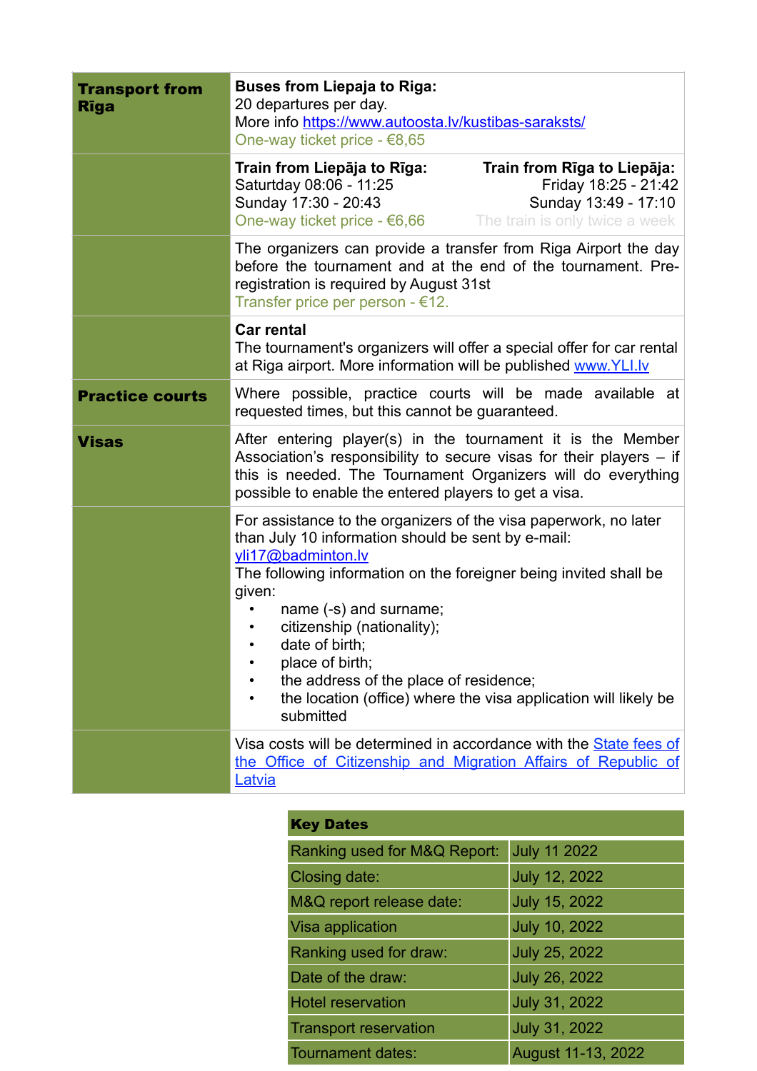| | |
|---|---|
| **Transport from Rīga** | **Buses from Liepaja to Riga:**<br>20 departures per day.<br>More info [https://www.autoosta.lv/kustibas-saraksts/](https://www.autoosta.lv/kustibas-saraksts/)<br>One-way ticket price - €8,65 |
| | **Train from Liepāja to Rīga:**<br>Saturtday 08:06 - 11:25<br>Sunday 17:30 - 20:43<br>One-way ticket price - €6,66<br>**Train from Rīga to Liepāja:**<br>Friday 18:25 - 21:42<br>Sunday 13:49 - 17:10<br>The train is only twice a week |
| | The organizers can provide a transfer from Riga Airport the day before the tournament and at the end of the tournament. Pre-registration is required by August 31st<br>Transfer price per person - €12. |
| | **Car rental**<br>The tournament's organizers will offer a special offer for car rental at Riga airport. More information will be published [www.YLI.lv](www.YLI.lv) |
| **Practice courts** | Where possible, practice courts will be made available at requested times, but this cannot be guaranteed. |
| **Visas** | After entering player(s) in the tournament it is the Member Association's responsibility to secure visas for their players – if this is needed. The Tournament Organizers will do everything possible to enable the entered players to get a visa. |
| | For assistance to the organizers of the visa paperwork, no later than July 10 information should be sent by e-mail: [yli17@badminton.lv](mailto:yli17@badminton.lv)<br>The following information on the foreigner being invited shall be given:<br>• name (-s) and surname;<br>• citizenship (nationality);<br>• date of birth;<br>• place of birth;<br>• the address of the place of residence;<br>• the location (office) where the visa application will likely be submitted |
| | Visa costs will be determined in accordance with the [State fees of the Office of Citizenship and Migration Affairs of Republic of Latvia]() |

| **Key Dates** | |
|---|---|
| Ranking used for M&Q Report: | July 11 2022 |
| Closing date: | July 12, 2022 |
| M&Q report release date: | July 15, 2022 |
| Visa application | July 10, 2022 |
| Ranking used for draw: | July 25, 2022 |
| Date of the draw: | July 26, 2022 |
| Hotel reservation | July 31, 2022 |
| Transport reservation | July 31, 2022 |
| Tournament dates: | August 11-13, 2022 |